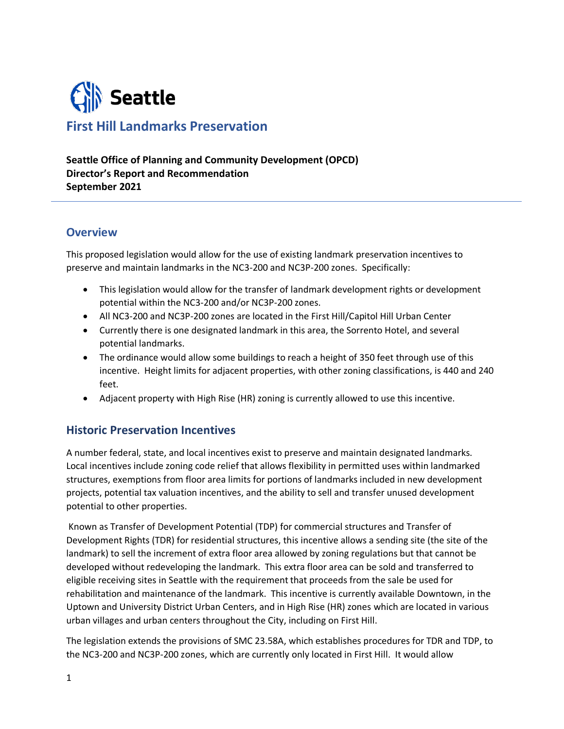# First Hill Landmarks Preservation

**Seattle Office of Planning and Community Development (OPCD)**
**Director's Report and Recommendation**
**September 2021**

## Overview

This proposed legislation would allow for the use of existing landmark preservation incentives to preserve and maintain landmarks in the NC3-200 and NC3P-200 zones. Specifically:

- This legislation would allow for the transfer of landmark development rights or development potential within the NC3-200 and/or NC3P-200 zones.
- All NC3-200 and NC3P-200 zones are located in the First Hill/Capitol Hill Urban Center
- Currently there is one designated landmark in this area, the Sorrento Hotel, and several potential landmarks.
- The ordinance would allow some buildings to reach a height of 350 feet through use of this incentive. Height limits for adjacent properties, with other zoning classifications, is 440 and 240 feet.
- Adjacent property with High Rise (HR) zoning is currently allowed to use this incentive.

## Historic Preservation Incentives

A number federal, state, and local incentives exist to preserve and maintain designated landmarks. Local incentives include zoning code relief that allows flexibility in permitted uses within landmarked structures, exemptions from floor area limits for portions of landmarks included in new development projects, potential tax valuation incentives, and the ability to sell and transfer unused development potential to other properties.

Known as Transfer of Development Potential (TDP) for commercial structures and Transfer of Development Rights (TDR) for residential structures, this incentive allows a sending site (the site of the landmark) to sell the increment of extra floor area allowed by zoning regulations but that cannot be developed without redeveloping the landmark. This extra floor area can be sold and transferred to eligible receiving sites in Seattle with the requirement that proceeds from the sale be used for rehabilitation and maintenance of the landmark. This incentive is currently available Downtown, in the Uptown and University District Urban Centers, and in High Rise (HR) zones which are located in various urban villages and urban centers throughout the City, including on First Hill.

The legislation extends the provisions of SMC 23.58A, which establishes procedures for TDR and TDP, to the NC3-200 and NC3P-200 zones, which are currently only located in First Hill. It would allow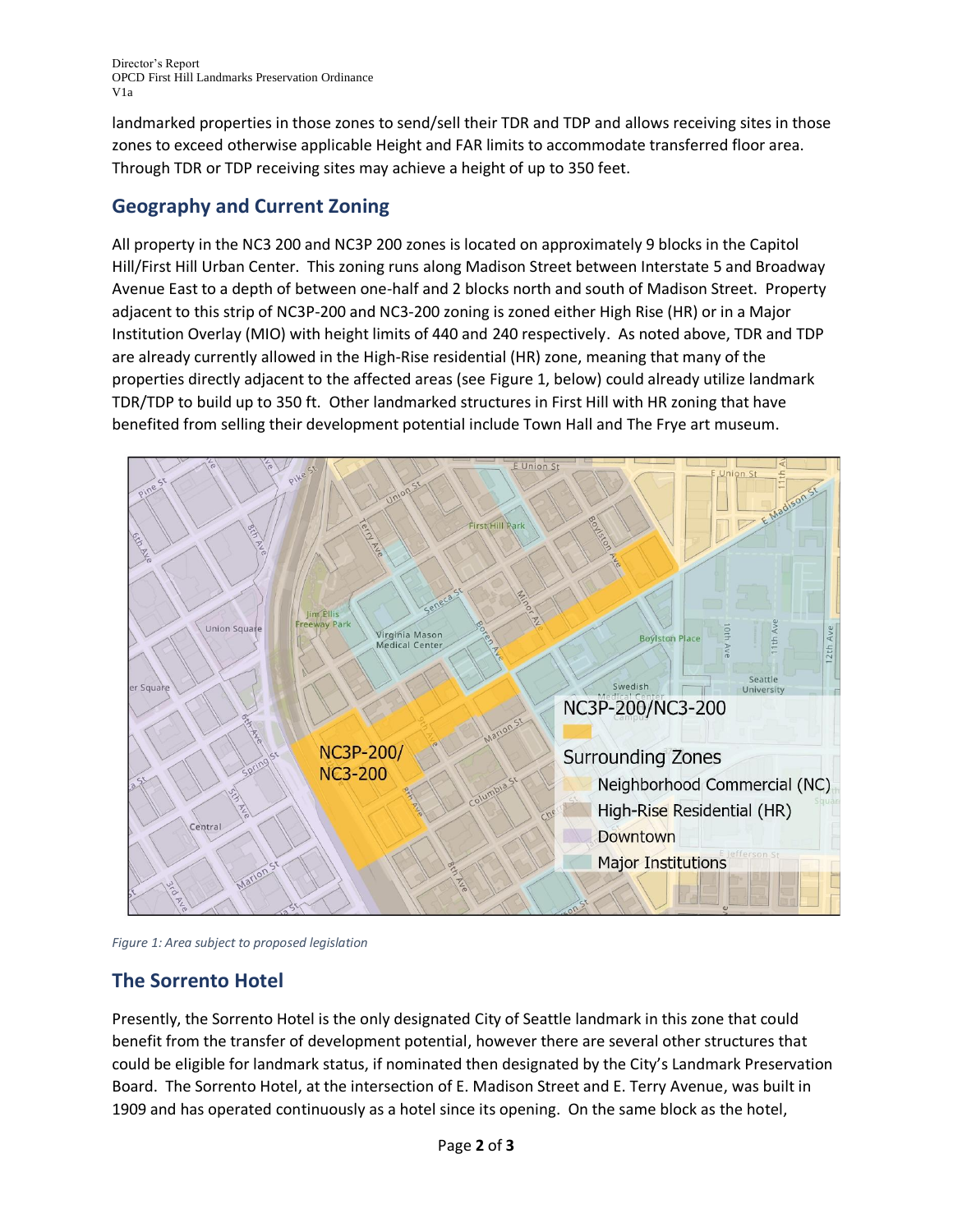landmarked properties in those zones to send/sell their TDR and TDP and allows receiving sites in those zones to exceed otherwise applicable Height and FAR limits to accommodate transferred floor area. Through TDR or TDP receiving sites may achieve a height of up to 350 feet.

## Geography and Current Zoning

All property in the NC3 200 and NC3P 200 zones is located on approximately 9 blocks in the Capitol Hill/First Hill Urban Center. This zoning runs along Madison Street between Interstate 5 and Broadway Avenue East to a depth of between one-half and 2 blocks north and south of Madison Street. Property adjacent to this strip of NC3P-200 and NC3-200 zoning is zoned either High Rise (HR) or in a Major Institution Overlay (MIO) with height limits of 440 and 240 respectively. As noted above, TDR and TDP are already currently allowed in the High-Rise residential (HR) zone, meaning that many of the properties directly adjacent to the affected areas (see Figure 1, below) could already utilize landmark TDR/TDP to build up to 350 ft. Other landmarked structures in First Hill with HR zoning that have benefited from selling their development potential include Town Hall and The Frye art museum.

*Figure 1: Area subject to proposed legislation*

## The Sorrento Hotel

Presently, the Sorrento Hotel is the only designated City of Seattle landmark in this zone that could benefit from the transfer of development potential, however there are several other structures that could be eligible for landmark status, if nominated then designated by the City's Landmark Preservation Board. The Sorrento Hotel, at the intersection of E. Madison Street and E. Terry Avenue, was built in 1909 and has operated continuously as a hotel since its opening. On the same block as the hotel,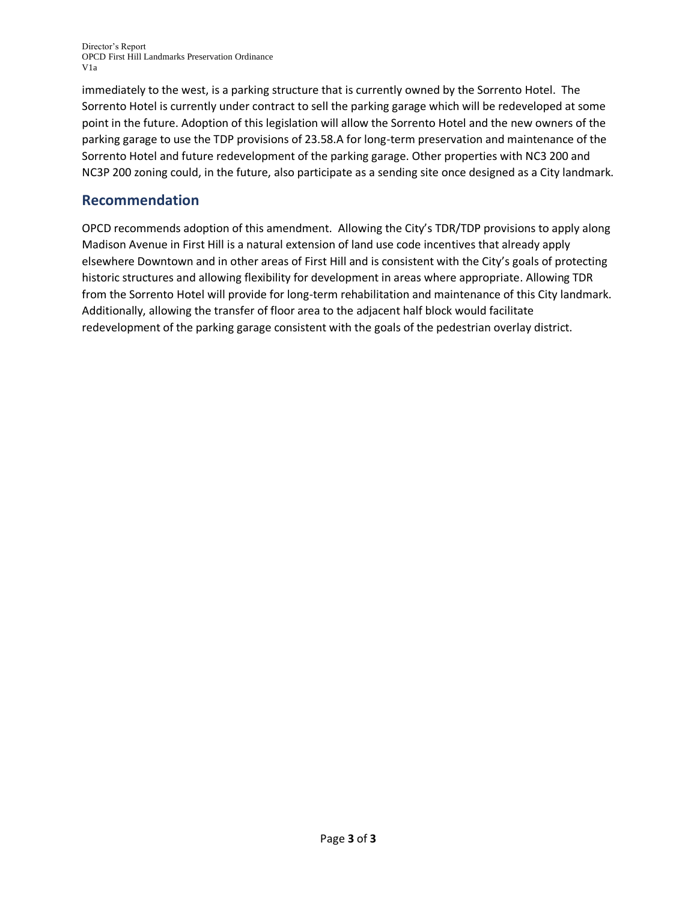immediately to the west, is a parking structure that is currently owned by the Sorrento Hotel. The Sorrento Hotel is currently under contract to sell the parking garage which will be redeveloped at some point in the future. Adoption of this legislation will allow the Sorrento Hotel and the new owners of the parking garage to use the TDP provisions of 23.58.A for long-term preservation and maintenance of the Sorrento Hotel and future redevelopment of the parking garage. Other properties with NC3 200 and NC3P 200 zoning could, in the future, also participate as a sending site once designed as a City landmark.

## Recommendation

OPCD recommends adoption of this amendment. Allowing the City's TDR/TDP provisions to apply along Madison Avenue in First Hill is a natural extension of land use code incentives that already apply elsewhere Downtown and in other areas of First Hill and is consistent with the City's goals of protecting historic structures and allowing flexibility for development in areas where appropriate. Allowing TDR from the Sorrento Hotel will provide for long-term rehabilitation and maintenance of this City landmark. Additionally, allowing the transfer of floor area to the adjacent half block would facilitate redevelopment of the parking garage consistent with the goals of the pedestrian overlay district.